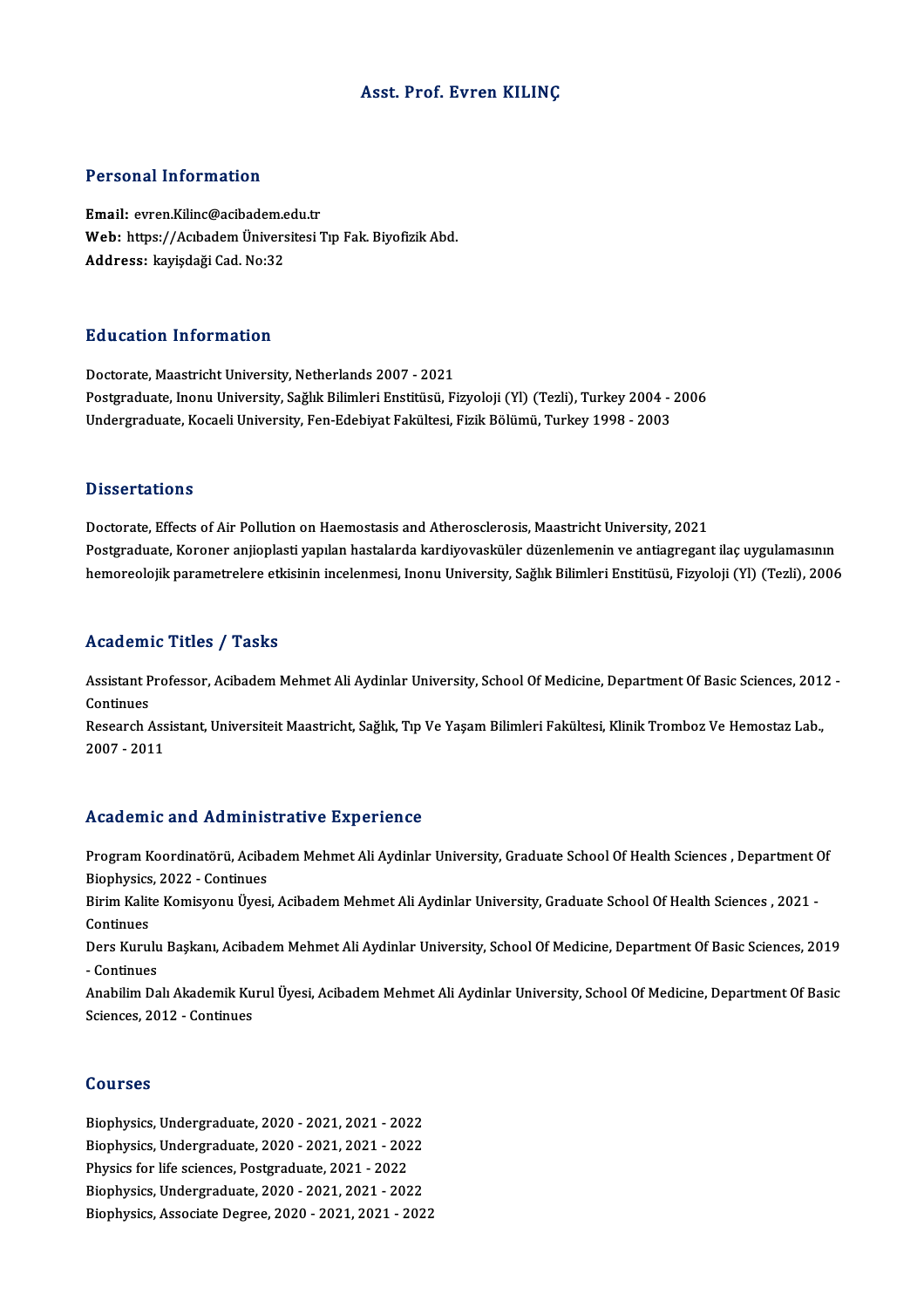# Asst. Prof. Evren KILINÇ

## Personal Information

**Email:** evren.Kilinc@acibadem.edu.tr
**Web:** https://Acıbadem Üniversitesi Tıp Fak. Biyofizik Abd.
**Address:** kayişdaği Cad. No:32

## Education Information

Doctorate, Maastricht University, Netherlands 2007 - 2021
Postgraduate, Inonu University, Sağlık Bilimleri Enstitüsü, Fizyoloji (Yl) (Tezli), Turkey 2004 - 2006
Undergraduate, Kocaeli University, Fen-Edebiyat Fakültesi, Fizik Bölümü, Turkey 1998 - 2003

## Dissertations

Doctorate, Effects of Air Pollution on Haemostasis and Atherosclerosis, Maastricht University, 2021
Postgraduate, Koroner anjioplasti yapılan hastalarda kardiyovasküler düzenlemenin ve antiagregant ilaç uygulamasının hemoreolojik parametrelere etkisinin incelenmesi, Inonu University, Sağlık Bilimleri Enstitüsü, Fizyoloji (Yl) (Tezli), 2006

## Academic Titles / Tasks

Assistant Professor, Acibadem Mehmet Ali Aydinlar University, School Of Medicine, Department Of Basic Sciences, 2012 - Continues
Research Assistant, Universiteit Maastricht, Sağlık, Tıp Ve Yaşam Bilimleri Fakültesi, Klinik Tromboz Ve Hemostaz Lab., 2007 - 2011

## Academic and Administrative Experience

Program Koordinatörü, Acibadem Mehmet Ali Aydinlar University, Graduate School Of Health Sciences , Department Of Biophysics, 2022 - Continues
Birim Kalite Komisyonu Üyesi, Acibadem Mehmet Ali Aydinlar University, Graduate School Of Health Sciences , 2021 - Continues
Ders Kurulu Başkanı, Acibadem Mehmet Ali Aydinlar University, School Of Medicine, Department Of Basic Sciences, 2019 - Continues
Anabilim Dalı Akademik Kurul Üyesi, Acibadem Mehmet Ali Aydinlar University, School Of Medicine, Department Of Basic Sciences, 2012 - Continues

## Courses

Biophysics, Undergraduate, 2020 - 2021, 2021 - 2022
Biophysics, Undergraduate, 2020 - 2021, 2021 - 2022
Physics for life sciences, Postgraduate, 2021 - 2022
Biophysics, Undergraduate, 2020 - 2021, 2021 - 2022
Biophysics, Associate Degree, 2020 - 2021, 2021 - 2022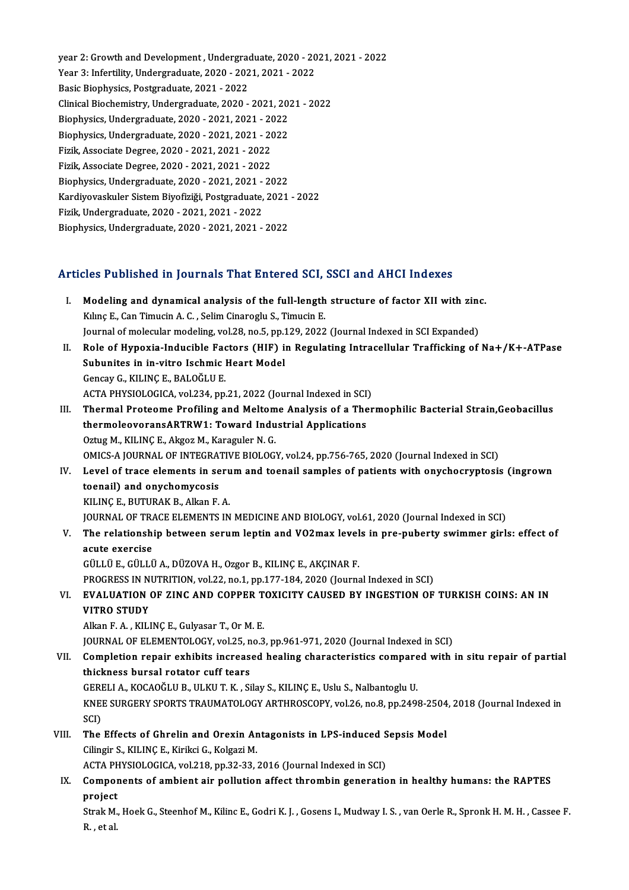year 2: Growth and Development , Undergraduate, 2020 - 2021, 2021 - 2022
Year 3: Infertility, Undergraduate, 2020 - 2021, 2021 - 2022
Basic Biophysics, Postgraduate, 2021 - 2022
Clinical Biochemistry, Undergraduate, 2020 - 2021, 2021 - 2022
Biophysics, Undergraduate, 2020 - 2021, 2021 - 2022
Biophysics, Undergraduate, 2020 - 2021, 2021 - 2022
Fizik, Associate Degree, 2020 - 2021, 2021 - 2022
Fizik, Associate Degree, 2020 - 2021, 2021 - 2022
Biophysics, Undergraduate, 2020 - 2021, 2021 - 2022
Kardiyovaskuler Sistem Biyofiziği, Postgraduate, 2021 - 2022
Fizik, Undergraduate, 2020 - 2021, 2021 - 2022
Biophysics, Undergraduate, 2020 - 2021, 2021 - 2022

## Articles Published in Journals That Entered SCI, SSCI and AHCI Indexes

I. **Modeling and dynamical analysis of the full-length structure of factor XII with zinc.**
Kılınç E., Can Timucin A. C. , Selim Cinaroglu S., Timucin E.
Journal of molecular modeling, vol.28, no.5, pp.129, 2022 (Journal Indexed in SCI Expanded)

II. **Role of Hypoxia-Inducible Factors (HIF) in Regulating Intracellular Trafficking of Na+/K+-ATPase Subunites in in-vitro Ischmic Heart Model**
Gencay G., KILINÇ E., BALOĞLU E.
ACTA PHYSIOLOGICA, vol.234, pp.21, 2022 (Journal Indexed in SCI)

III. **Thermal Proteome Profiling and Meltome Analysis of a Thermophilic Bacterial Strain,Geobacillus thermoleovoransARTRW1: Toward Industrial Applications**
Oztug M., KILINÇ E., Akgoz M., Karaguler N. G.
OMICS-A JOURNAL OF INTEGRATIVE BIOLOGY, vol.24, pp.756-765, 2020 (Journal Indexed in SCI)

IV. **Level of trace elements in serum and toenail samples of patients with onychocryptosis (ingrown toenail) and onychomycosis**
KILINÇ E., BUTURAK B., Alkan F. A.
JOURNAL OF TRACE ELEMENTS IN MEDICINE AND BIOLOGY, vol.61, 2020 (Journal Indexed in SCI)

V. **The relationship between serum leptin and VO2max levels in pre-puberty swimmer girls: effect of acute exercise**
GÜLLÜ E., GÜLLÜ A., DÜZOVA H., Ozgor B., KILINÇ E., AKÇINAR F.
PROGRESS IN NUTRITION, vol.22, no.1, pp.177-184, 2020 (Journal Indexed in SCI)

VI. **EVALUATION OF ZINC AND COPPER TOXICITY CAUSED BY INGESTION OF TURKISH COINS: AN IN VITRO STUDY**
Alkan F. A. , KILINÇ E., Gulyasar T., Or M. E.
JOURNAL OF ELEMENTOLOGY, vol.25, no.3, pp.961-971, 2020 (Journal Indexed in SCI)

VII. **Completion repair exhibits increased healing characteristics compared with in situ repair of partial thickness bursal rotator cuff tears**
GERELI A., KOCAOĞLU B., ULKU T. K. , Silay S., KILINÇ E., Uslu S., Nalbantoglu U.
KNEE SURGERY SPORTS TRAUMATOLOGY ARTHROSCOPY, vol.26, no.8, pp.2498-2504, 2018 (Journal Indexed in SCI)

VIII. **The Effects of Ghrelin and Orexin Antagonists in LPS-induced Sepsis Model**
Cilingir S., KILINÇ E., Kirikci G., Kolgazi M.
ACTA PHYSIOLOGICA, vol.218, pp.32-33, 2016 (Journal Indexed in SCI)

IX. **Components of ambient air pollution affect thrombin generation in healthy humans: the RAPTES project**
Strak M., Hoek G., Steenhof M., Kilinc E., Godri K. J. , Gosens I., Mudway I. S. , van Oerle R., Spronk H. M. H. , Cassee F. R. , et al.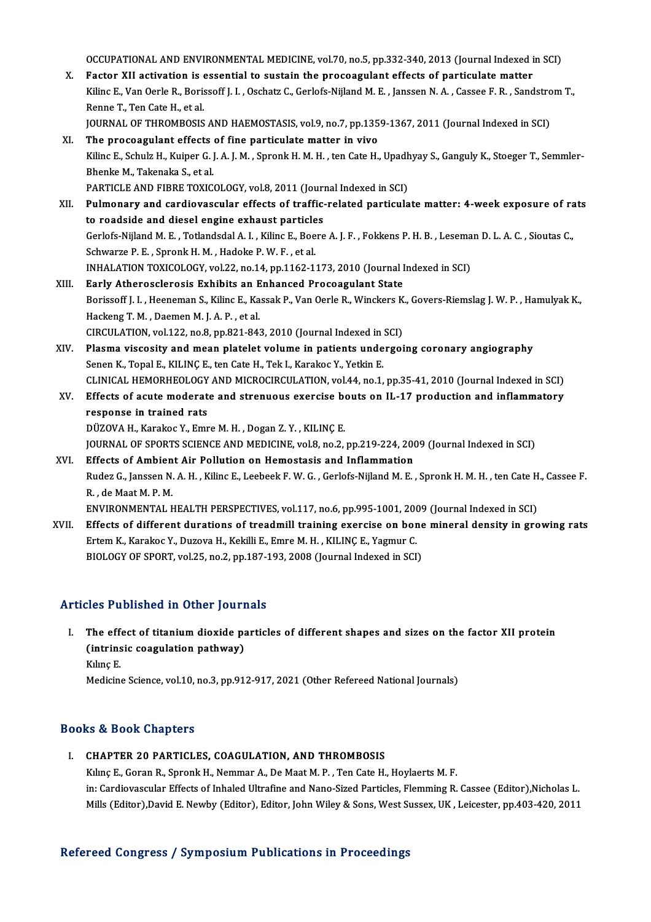OCCUPATIONAL AND ENVIRONMENTAL MEDICINE, vol.70, no.5, pp.332-340, 2013 (Journal Indexed in SCI)

X. **Factor XII activation is essential to sustain the procoagulant effects of particulate matter**
Kilinc E., Van Oerle R., Borissoff J. I. , Oschatz C., Gerlofs-Nijland M. E. , Janssen N. A. , Cassee F. R. , Sandstrom T., Renne T., Ten Cate H., et al.
JOURNAL OF THROMBOSIS AND HAEMOSTASIS, vol.9, no.7, pp.1359-1367, 2011 (Journal Indexed in SCI)

XI. **The procoagulant effects of fine particulate matter in vivo**
Kilinc E., Schulz H., Kuiper G. J. A. J. M. , Spronk H. M. H. , ten Cate H., Upadhyay S., Ganguly K., Stoeger T., Semmler-Bhenke M., Takenaka S., et al.
PARTICLE AND FIBRE TOXICOLOGY, vol.8, 2011 (Journal Indexed in SCI)

XII. **Pulmonary and cardiovascular effects of traffic-related particulate matter: 4-week exposure of rats to roadside and diesel engine exhaust particles**
Gerlofs-Nijland M. E. , Totlandsdal A. I. , Kilinc E., Boere A. J. F. , Fokkens P. H. B. , Leseman D. L. A. C. , Sioutas C., Schwarze P. E. , Spronk H. M. , Hadoke P. W. F. , et al.
INHALATION TOXICOLOGY, vol.22, no.14, pp.1162-1173, 2010 (Journal Indexed in SCI)

XIII. **Early Atherosclerosis Exhibits an Enhanced Procoagulant State**
Borissoff J. I. , Heeneman S., Kilinc E., Kassak P., Van Oerle R., Winckers K., Govers-Riemslag J. W. P. , Hamulyak K., Hackeng T. M. , Daemen M. J. A. P. , et al.
CIRCULATION, vol.122, no.8, pp.821-843, 2010 (Journal Indexed in SCI)

XIV. **Plasma viscosity and mean platelet volume in patients undergoing coronary angiography**
Senen K., Topal E., KILINÇ E., ten Cate H., Tek I., Karakoc Y., Yetkin E.
CLINICAL HEMORHEOLOGY AND MICROCIRCULATION, vol.44, no.1, pp.35-41, 2010 (Journal Indexed in SCI)

XV. **Effects of acute moderate and strenuous exercise bouts on IL-17 production and inflammatory response in trained rats**
DÜZOVA H., Karakoc Y., Emre M. H. , Dogan Z. Y. , KILINÇ E.
JOURNAL OF SPORTS SCIENCE AND MEDICINE, vol.8, no.2, pp.219-224, 2009 (Journal Indexed in SCI)

XVI. **Effects of Ambient Air Pollution on Hemostasis and Inflammation**
Rudez G., Janssen N. A. H. , Kilinc E., Leebeek F. W. G. , Gerlofs-Nijland M. E. , Spronk H. M. H. , ten Cate H., Cassee F. R. , de Maat M. P. M.
ENVIRONMENTAL HEALTH PERSPECTIVES, vol.117, no.6, pp.995-1001, 2009 (Journal Indexed in SCI)

XVII. **Effects of different durations of treadmill training exercise on bone mineral density in growing rats**
Ertem K., Karakoc Y., Duzova H., Kekilli E., Emre M. H. , KILINÇ E., Yagmur C.
BIOLOGY OF SPORT, vol.25, no.2, pp.187-193, 2008 (Journal Indexed in SCI)

## Articles Published in Other Journals

I. **The effect of titanium dioxide particles of different shapes and sizes on the factor XII protein (intrinsic coagulation pathway)**
Kılınç E.
Medicine Science, vol.10, no.3, pp.912-917, 2021 (Other Refereed National Journals)

## Books & Book Chapters

I. **CHAPTER 20 PARTICLES, COAGULATION, AND THROMBOSIS**
Kılınç E., Goran R., Spronk H., Nemmar A., De Maat M. P. , Ten Cate H., Hoylaerts M. F.
in: Cardiovascular Effects of Inhaled Ultrafine and Nano-Sized Particles, Flemming R. Cassee (Editor),Nicholas L. Mills (Editor),David E. Newby (Editor), Editor, John Wiley & Sons, West Sussex, UK , Leicester, pp.403-420, 2011

## Refereed Congress / Symposium Publications in Proceedings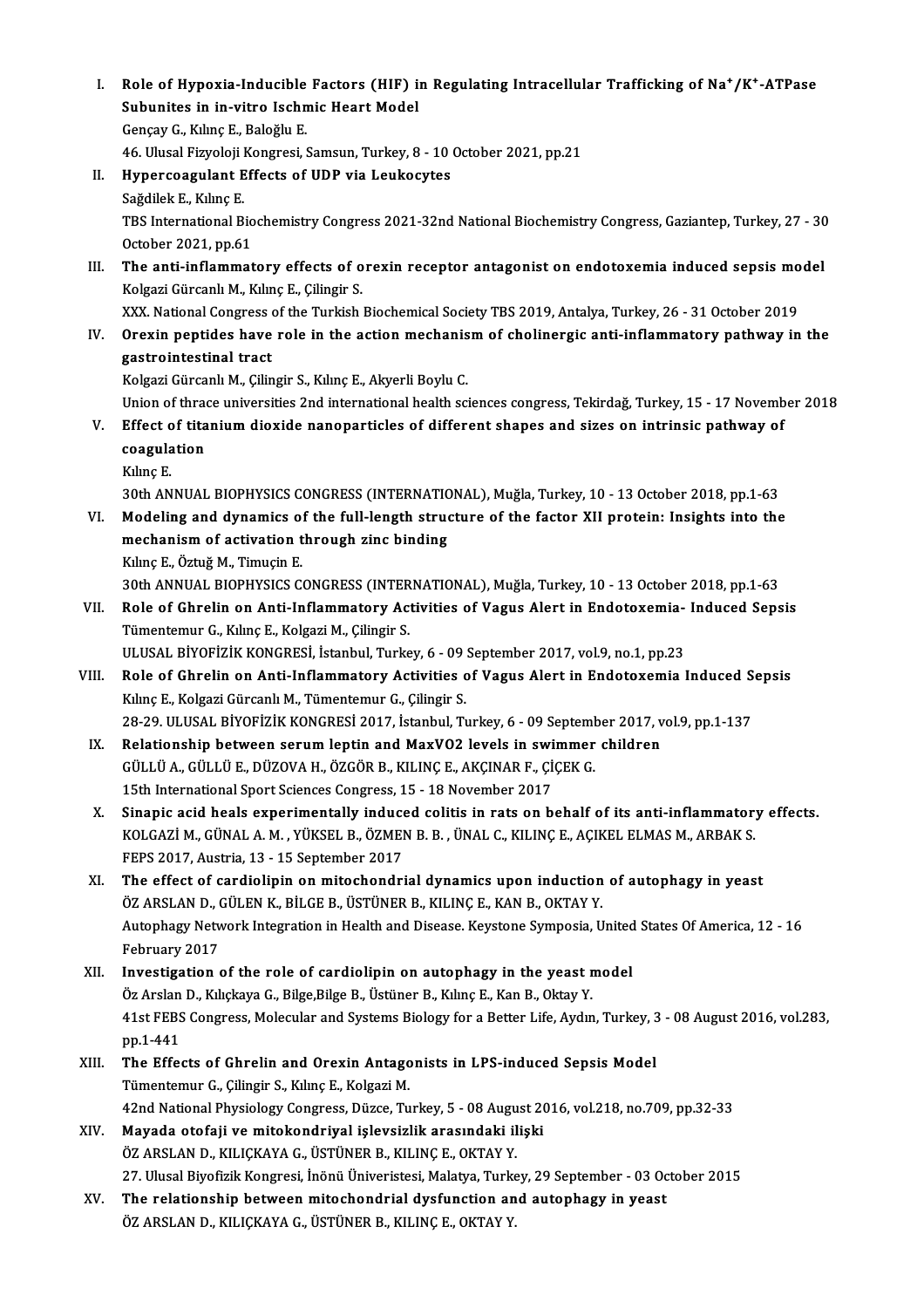I. **Role of Hypoxia-Inducible Factors (HIF) in Regulating Intracellular Trafficking of $Na^+/K^+$-ATPase Subunites in in-vitro Ischmic Heart Model**
Gençay G., Kılınç E., Baloğlu E.
46. Ulusal Fizyoloji Kongresi, Samsun, Turkey, 8 - 10 October 2021, pp.21

II. **Hypercoagulant Effects of UDP via Leukocytes**
Sağdilek E., Kılınç E.
TBS International Biochemistry Congress 2021-32nd National Biochemistry Congress, Gaziantep, Turkey, 27 - 30 October 2021, pp.61

III. **The anti-inflammatory effects of orexin receptor antagonist on endotoxemia induced sepsis model**
Kolgazi Gürcanlı M., Kılınç E., Çilingir S.
XXX. National Congress of the Turkish Biochemical Society TBS 2019, Antalya, Turkey, 26 - 31 October 2019

IV. **Orexin peptides have role in the action mechanism of cholinergic anti-inflammatory pathway in the gastrointestinal tract**
Kolgazi Gürcanlı M., Çilingir S., Kılınç E., Akyerli Boylu C.
Union of thrace universities 2nd international health sciences congress, Tekirdağ, Turkey, 15 - 17 November 2018

V. **Effect of titanium dioxide nanoparticles of different shapes and sizes on intrinsic pathway of coagulation**
Kılınç E.
30th ANNUAL BIOPHYSICS CONGRESS (INTERNATIONAL), Muğla, Turkey, 10 - 13 October 2018, pp.1-63

VI. **Modeling and dynamics of the full-length structure of the factor XII protein: Insights into the mechanism of activation through zinc binding**
Kılınç E., Öztuğ M., Timuçin E.
30th ANNUAL BIOPHYSICS CONGRESS (INTERNATIONAL), Muğla, Turkey, 10 - 13 October 2018, pp.1-63

VII. **Role of Ghrelin on Anti-Inflammatory Activities of Vagus Alert in Endotoxemia- Induced Sepsis**
Tümentemur G., Kılınç E., Kolgazi M., Çilingir S.
ULUSAL BİYOFİZİK KONGRESİ, İstanbul, Turkey, 6 - 09 September 2017, vol.9, no.1, pp.23

VIII. **Role of Ghrelin on Anti-Inflammatory Activities of Vagus Alert in Endotoxemia Induced Sepsis**
Kılınç E., Kolgazi Gürcanlı M., Tümentemur G., Çilingir S.
28-29. ULUSAL BİYOFİZİK KONGRESİ 2017, İstanbul, Turkey, 6 - 09 September 2017, vol.9, pp.1-137

IX. **Relationship between serum leptin and MaxVO2 levels in swimmer children**
GÜLLÜ A., GÜLLÜ E., DÜZOVA H., ÖZGÖR B., KILINÇ E., AKÇINAR F., ÇİÇEK G.
15th International Sport Sciences Congress, 15 - 18 November 2017

X. **Sinapic acid heals experimentally induced colitis in rats on behalf of its anti-inflammatory effects.**
KOLGAZİ M., GÜNAL A. M. , YÜKSEL B., ÖZMEN B. B. , ÜNAL C., KILINÇ E., AÇIKEL ELMAS M., ARBAK S.
FEPS 2017, Austria, 13 - 15 September 2017

XI. **The effect of cardiolipin on mitochondrial dynamics upon induction of autophagy in yeast**
ÖZ ARSLAN D., GÜLEN K., BİLGE B., ÜSTÜNER B., KILINÇ E., KAN B., OKTAY Y.
Autophagy Network Integration in Health and Disease. Keystone Symposia, United States Of America, 12 - 16 February 2017

XII. **Investigation of the role of cardiolipin on autophagy in the yeast model**
Öz Arslan D., Kılıçkaya G., Bilge,Bilge B., Üstüner B., Kılınç E., Kan B., Oktay Y.
41st FEBS Congress, Molecular and Systems Biology for a Better Life, Aydın, Turkey, 3 - 08 August 2016, vol.283, pp.1-441

XIII. **The Effects of Ghrelin and Orexin Antagonists in LPS-induced Sepsis Model**
Tümentemur G., Çilingir S., Kılınç E., Kolgazi M.
42nd National Physiology Congress, Düzce, Turkey, 5 - 08 August 2016, vol.218, no.709, pp.32-33

XIV. **Mayada otofaji ve mitokondriyal işlevsizlik arasındaki ilişki**
ÖZ ARSLAN D., KILIÇKAYA G., ÜSTÜNER B., KILINÇ E., OKTAY Y.
27. Ulusal Biyofizik Kongresi, İnönü Üniversitesi, Malatya, Turkey, 29 September - 03 October 2015

XV. **The relationship between mitochondrial dysfunction and autophagy in yeast**
ÖZ ARSLAN D., KILIÇKAYA G., ÜSTÜNER B., KILINÇ E., OKTAY Y.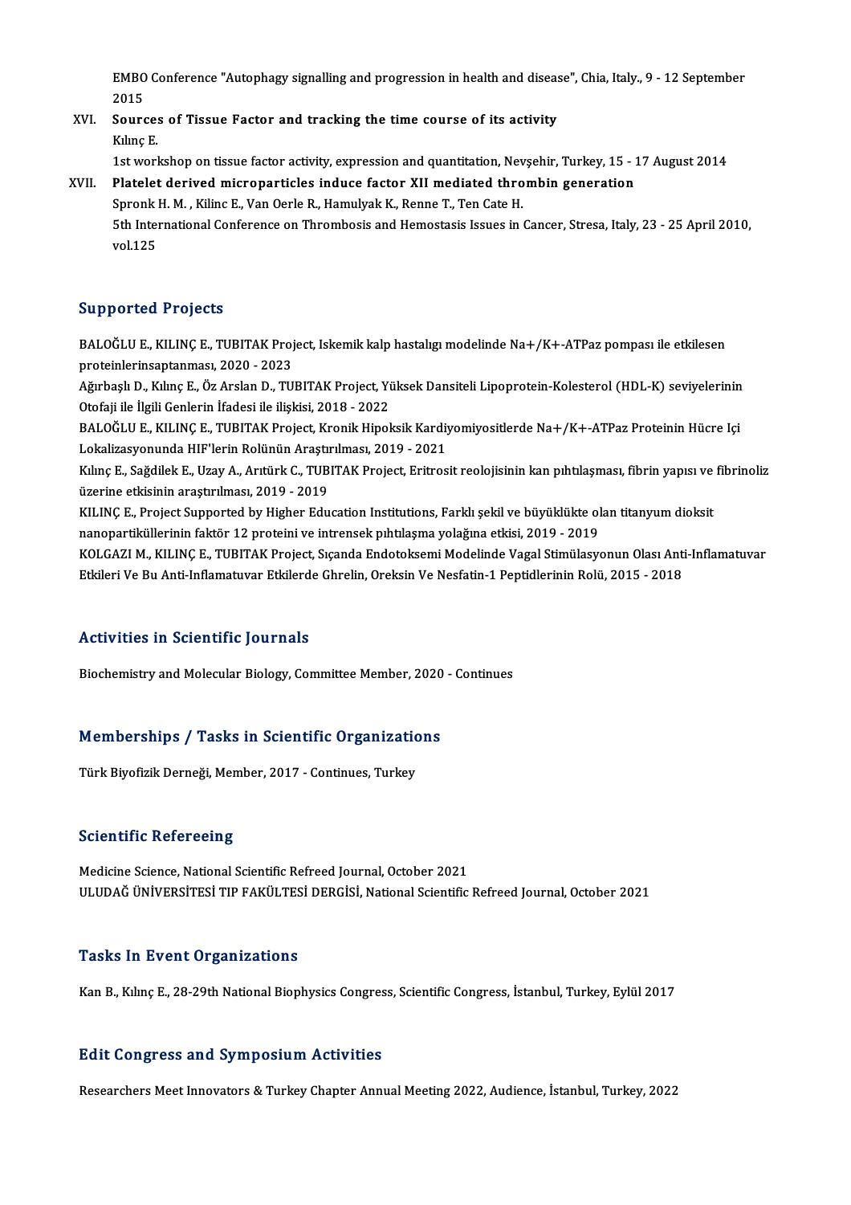EMBO Conference "Autophagy signalling and progression in health and disease", Chia, Italy., 9 - 12 September 2015

XVI. **Sources of Tissue Factor and tracking the time course of its activity**
Kılınç E.
1st workshop on tissue factor activity, expression and quantitation, Nevşehir, Turkey, 15 - 17 August 2014

XVII. **Platelet derived microparticles induce factor XII mediated thrombin generation**
Spronk H. M. , Kilinc E., Van Oerle R., Hamulyak K., Renne T., Ten Cate H.
5th International Conference on Thrombosis and Hemostasis Issues in Cancer, Stresa, Italy, 23 - 25 April 2010, vol.125

## Supported Projects

BALOĞLU E., KILINÇ E., TUBITAK Project, Iskemik kalp hastalığı modelinde Na+/K+-ATPaz pompası ile etkilesen proteinlerinsaptanması, 2020 - 2023

Ağırbaşlı D., Kılınç E., Öz Arslan D., TUBITAK Project, Yüksek Dansiteli Lipoprotein-Kolesterol (HDL-K) seviyelerinin Otofaji ile İlgili Genlerin İfadesi ile ilişkisi, 2018 - 2022

BALOĞLU E., KILINÇ E., TUBITAK Project, Kronik Hipoksik Kardiyomiyositlerde Na+/K+-ATPaz Proteinin Hücre Içi Lokalizasyonunda HIF'lerin Rolünün Araştırılması, 2019 - 2021

Kılınç E., Sağdilek E., Uzay A., Arıtürk C., TUBITAK Project, Eritrosit reolojisinin kan pıhtılaşması, fibrin yapısı ve fibrinoliz üzerine etkisinin araştırılması, 2019 - 2019

KILINÇ E., Project Supported by Higher Education Institutions, Farklı şekil ve büyüklükte olan titanyum dioksit nanopartiküllerinin faktör 12 proteini ve intrensek pıhtılaşma yolağına etkisi, 2019 - 2019

KOLGAZI M., KILINÇ E., TUBITAK Project, Sıçanda Endotoksemi Modelinde Vagal Stimülasyonun Olası Anti-Inflamatuvar Etkileri Ve Bu Anti-Inflamatuvar Etkilerde Ghrelin, Oreksin Ve Nesfatin-1 Peptidlerinin Rolü, 2015 - 2018

## Activities in Scientific Journals

Biochemistry and Molecular Biology, Committee Member, 2020 - Continues

## Memberships / Tasks in Scientific Organizations

Türk Biyofizik Derneği, Member, 2017 - Continues, Turkey

## Scientific Refereeing

Medicine Science, National Scientific Refreed Journal, October 2021

ULUDAĞ ÜNİVERSİTESİ TIP FAKÜLTESİ DERGİSİ, National Scientific Refreed Journal, October 2021

## Tasks In Event Organizations

Kan B., Kılınç E., 28-29th National Biophysics Congress, Scientific Congress, İstanbul, Turkey, Eylül 2017

## Edit Congress and Symposium Activities

Researchers Meet Innovators & Turkey Chapter Annual Meeting 2022, Audience, İstanbul, Turkey, 2022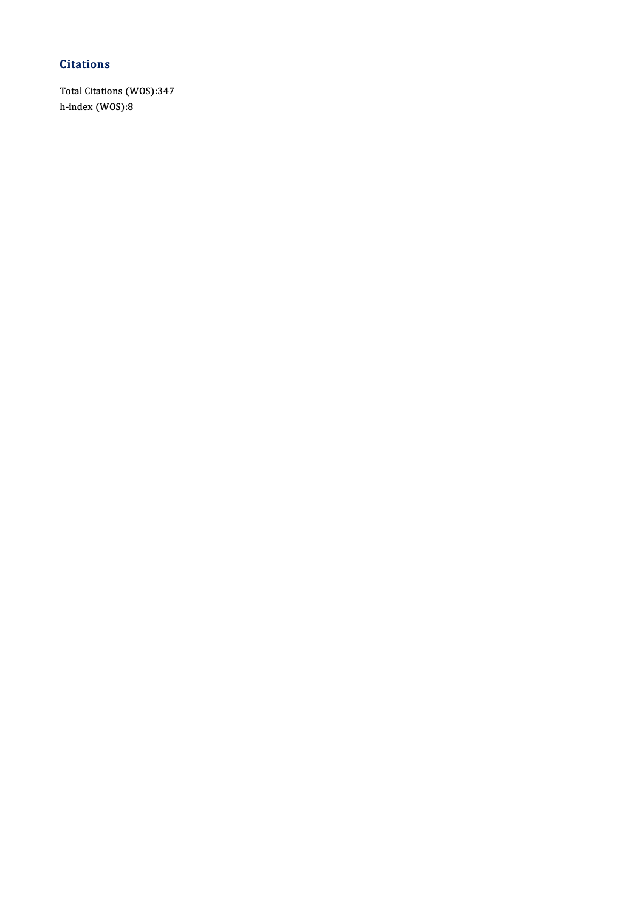## Citations

Total Citations (WOS):347
h-index (WOS):8